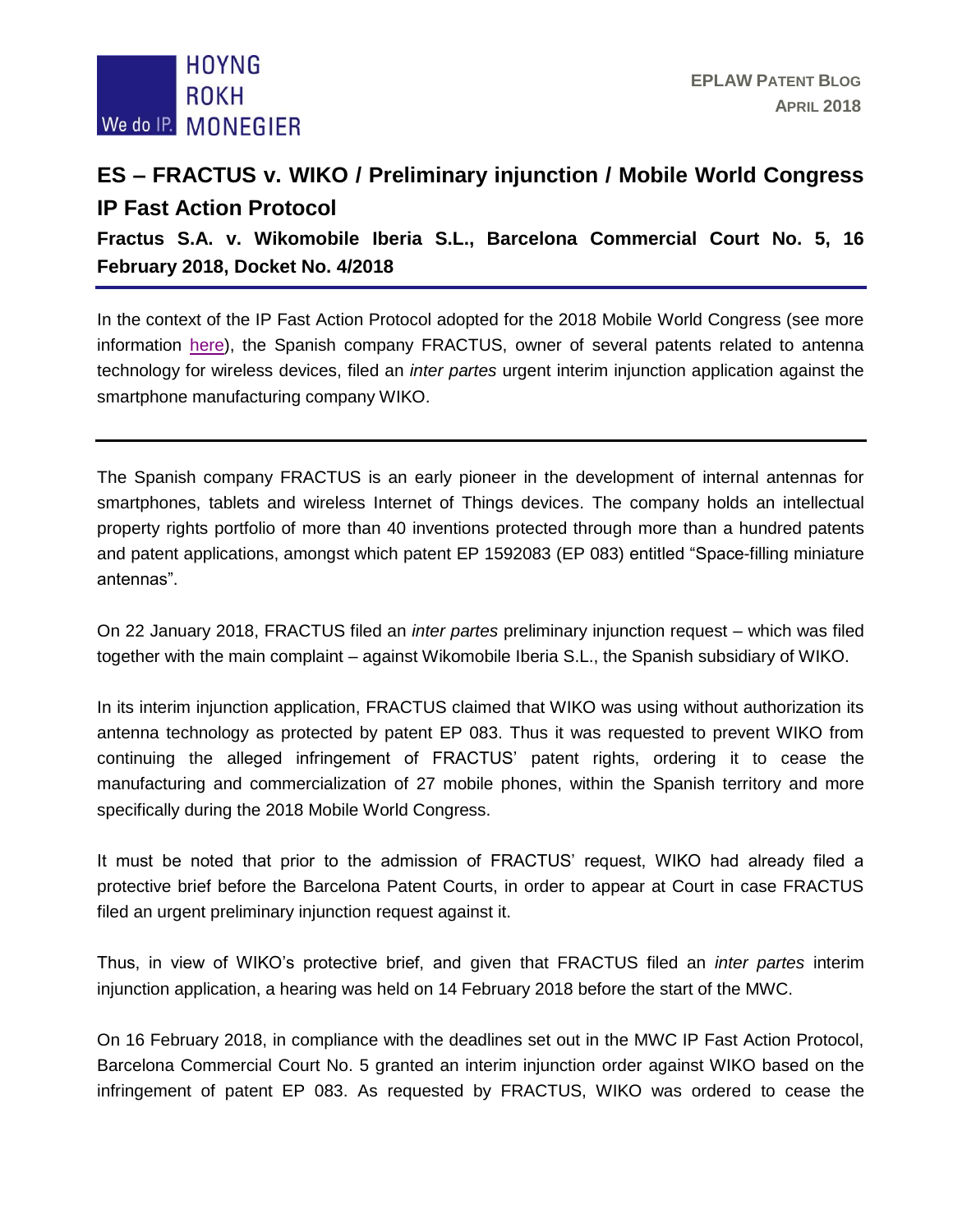# ES – FRACTUS v. WIKO / Preliminary injunction / Mobile World Congress IP Fast Action Protocol

**Fractus S.A. v. Wikomobile Iberia S.L., Barcelona Commercial Court No. 5, 16 February 2018, Docket No. 4/2018**

---

In the context of the IP Fast Action Protocol adopted for the 2018 Mobile World Congress (see more information here), the Spanish company FRACTUS, owner of several patents related to antenna technology for wireless devices, filed an *inter partes* urgent interim injunction application against the smartphone manufacturing company WIKO.

---

The Spanish company FRACTUS is an early pioneer in the development of internal antennas for smartphones, tablets and wireless Internet of Things devices. The company holds an intellectual property rights portfolio of more than 40 inventions protected through more than a hundred patents and patent applications, amongst which patent EP 1592083 (EP 083) entitled "Space-filling miniature antennas".

On 22 January 2018, FRACTUS filed an *inter partes* preliminary injunction request – which was filed together with the main complaint – against Wikomobile Iberia S.L., the Spanish subsidiary of WIKO.

In its interim injunction application, FRACTUS claimed that WIKO was using without authorization its antenna technology as protected by patent EP 083. Thus it was requested to prevent WIKO from continuing the alleged infringement of FRACTUS' patent rights, ordering it to cease the manufacturing and commercialization of 27 mobile phones, within the Spanish territory and more specifically during the 2018 Mobile World Congress.

It must be noted that prior to the admission of FRACTUS' request, WIKO had already filed a protective brief before the Barcelona Patent Courts, in order to appear at Court in case FRACTUS filed an urgent preliminary injunction request against it.

Thus, in view of WIKO's protective brief, and given that FRACTUS filed an *inter partes* interim injunction application, a hearing was held on 14 February 2018 before the start of the MWC.

On 16 February 2018, in compliance with the deadlines set out in the MWC IP Fast Action Protocol, Barcelona Commercial Court No. 5 granted an interim injunction order against WIKO based on the infringement of patent EP 083. As requested by FRACTUS, WIKO was ordered to cease the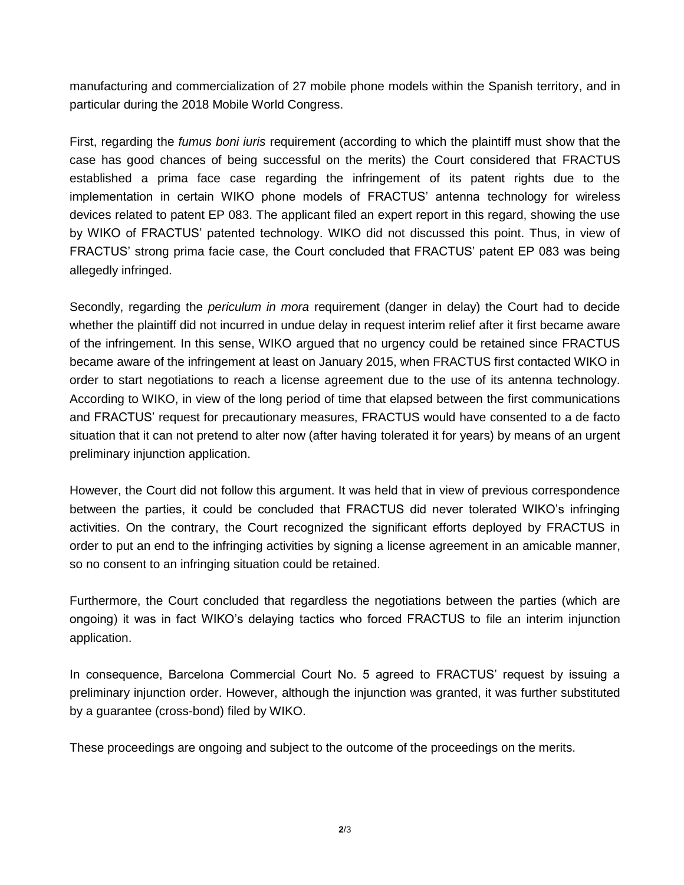manufacturing and commercialization of 27 mobile phone models within the Spanish territory, and in particular during the 2018 Mobile World Congress.

First, regarding the *fumus boni iuris* requirement (according to which the plaintiff must show that the case has good chances of being successful on the merits) the Court considered that FRACTUS established a prima face case regarding the infringement of its patent rights due to the implementation in certain WIKO phone models of FRACTUS' antenna technology for wireless devices related to patent EP 083. The applicant filed an expert report in this regard, showing the use by WIKO of FRACTUS' patented technology. WIKO did not discussed this point. Thus, in view of FRACTUS' strong prima facie case, the Court concluded that FRACTUS' patent EP 083 was being allegedly infringed.

Secondly, regarding the *periculum in mora* requirement (danger in delay) the Court had to decide whether the plaintiff did not incurred in undue delay in request interim relief after it first became aware of the infringement. In this sense, WIKO argued that no urgency could be retained since FRACTUS became aware of the infringement at least on January 2015, when FRACTUS first contacted WIKO in order to start negotiations to reach a license agreement due to the use of its antenna technology. According to WIKO, in view of the long period of time that elapsed between the first communications and FRACTUS' request for precautionary measures, FRACTUS would have consented to a de facto situation that it can not pretend to alter now (after having tolerated it for years) by means of an urgent preliminary injunction application.

However, the Court did not follow this argument. It was held that in view of previous correspondence between the parties, it could be concluded that FRACTUS did never tolerated WIKO's infringing activities. On the contrary, the Court recognized the significant efforts deployed by FRACTUS in order to put an end to the infringing activities by signing a license agreement in an amicable manner, so no consent to an infringing situation could be retained.

Furthermore, the Court concluded that regardless the negotiations between the parties (which are ongoing) it was in fact WIKO's delaying tactics who forced FRACTUS to file an interim injunction application.

In consequence, Barcelona Commercial Court No. 5 agreed to FRACTUS' request by issuing a preliminary injunction order. However, although the injunction was granted, it was further substituted by a guarantee (cross-bond) filed by WIKO.

These proceedings are ongoing and subject to the outcome of the proceedings on the merits.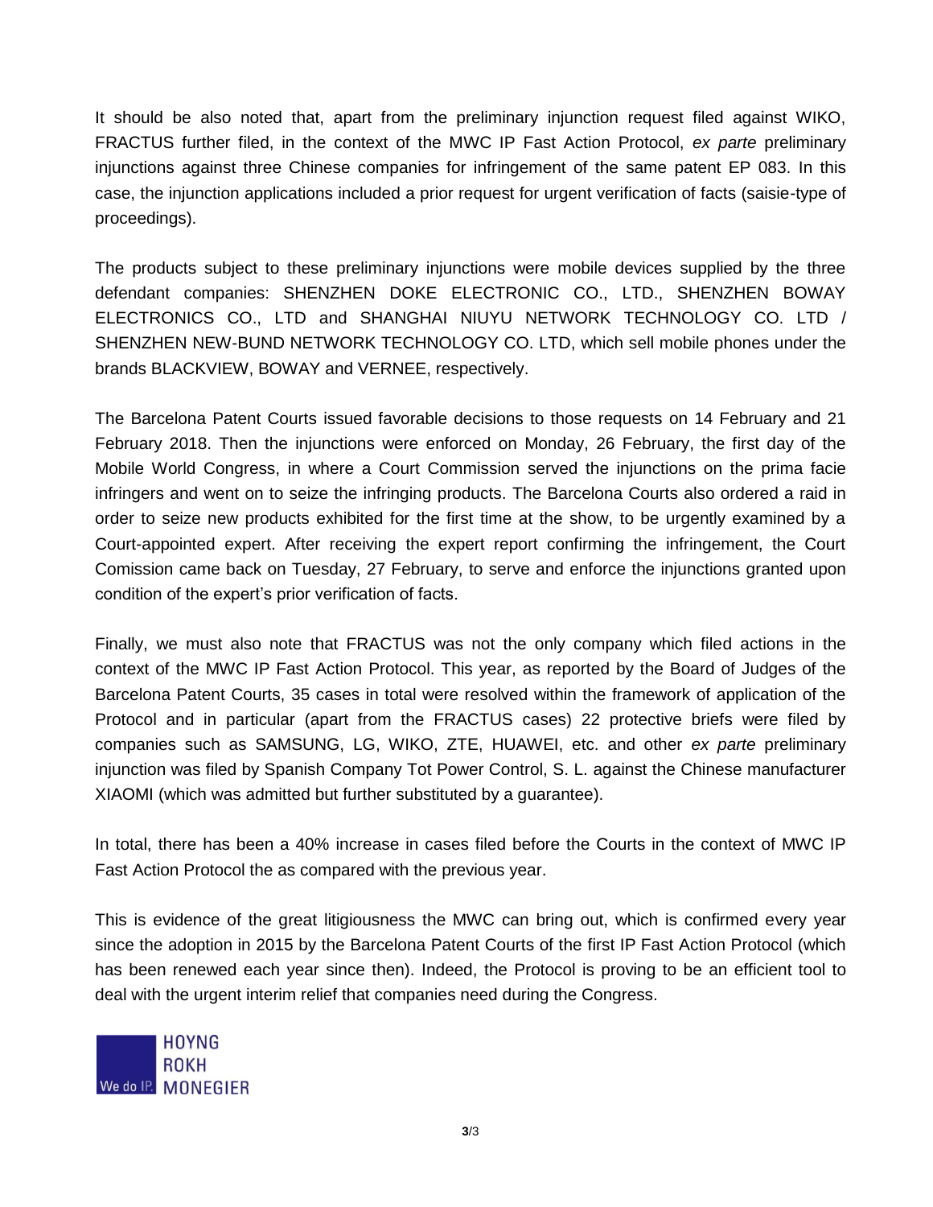It should be also noted that, apart from the preliminary injunction request filed against WIKO, FRACTUS further filed, in the context of the MWC IP Fast Action Protocol, *ex parte* preliminary injunctions against three Chinese companies for infringement of the same patent EP 083. In this case, the injunction applications included a prior request for urgent verification of facts (saisie-type of proceedings).

The products subject to these preliminary injunctions were mobile devices supplied by the three defendant companies: SHENZHEN DOKE ELECTRONIC CO., LTD., SHENZHEN BOWAY ELECTRONICS CO., LTD and SHANGHAI NIUYU NETWORK TECHNOLOGY CO. LTD / SHENZHEN NEW-BUND NETWORK TECHNOLOGY CO. LTD, which sell mobile phones under the brands BLACKVIEW, BOWAY and VERNEE, respectively.

The Barcelona Patent Courts issued favorable decisions to those requests on 14 February and 21 February 2018. Then the injunctions were enforced on Monday, 26 February, the first day of the Mobile World Congress, in where a Court Commission served the injunctions on the prima facie infringers and went on to seize the infringing products. The Barcelona Courts also ordered a raid in order to seize new products exhibited for the first time at the show, to be urgently examined by a Court-appointed expert. After receiving the expert report confirming the infringement, the Court Comission came back on Tuesday, 27 February, to serve and enforce the injunctions granted upon condition of the expert's prior verification of facts.

Finally, we must also note that FRACTUS was not the only company which filed actions in the context of the MWC IP Fast Action Protocol. This year, as reported by the Board of Judges of the Barcelona Patent Courts, 35 cases in total were resolved within the framework of application of the Protocol and in particular (apart from the FRACTUS cases) 22 protective briefs were filed by companies such as SAMSUNG, LG, WIKO, ZTE, HUAWEI, etc. and other *ex parte* preliminary injunction was filed by Spanish Company Tot Power Control, S. L. against the Chinese manufacturer XIAOMI (which was admitted but further substituted by a guarantee).

In total, there has been a 40% increase in cases filed before the Courts in the context of MWC IP Fast Action Protocol the as compared with the previous year.

This is evidence of the great litigiousness the MWC can bring out, which is confirmed every year since the adoption in 2015 by the Barcelona Patent Courts of the first IP Fast Action Protocol (which has been renewed each year since then). Indeed, the Protocol is proving to be an efficient tool to deal with the urgent interim relief that companies need during the Congress.

HOYNG
ROKH
We do IP. MONEGIER